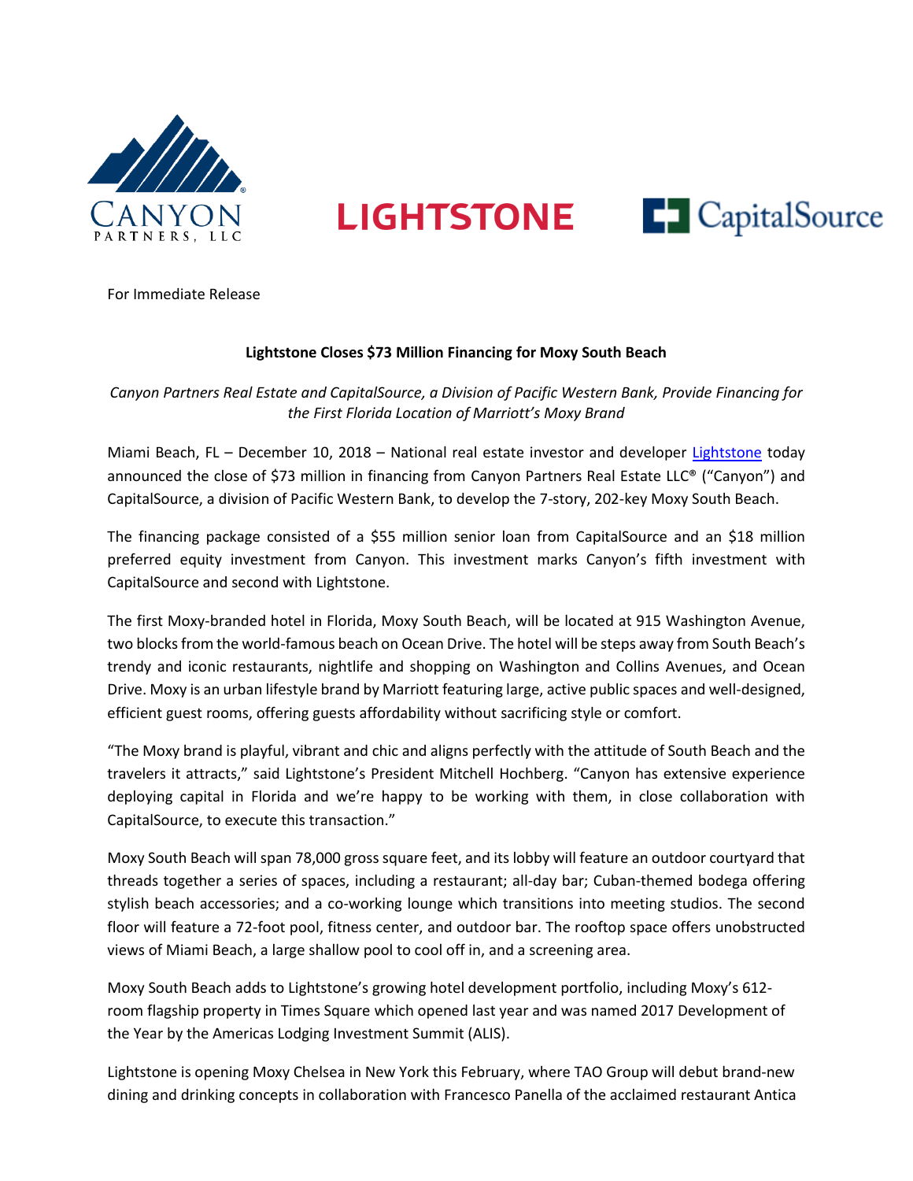CANYON PARTNERS, LLC

LIGHTSTONE

CapitalSource

For Immediate Release

**Lightstone Closes $73 Million Financing for Moxy South Beach**

*Canyon Partners Real Estate and CapitalSource, a Division of Pacific Western Bank, Provide Financing for the First Florida Location of Marriott's Moxy Brand*

Miami Beach, FL – December 10, 2018 – National real estate investor and developer Lightstone today announced the close of $73 million in financing from Canyon Partners Real Estate LLC® ("Canyon") and CapitalSource, a division of Pacific Western Bank, to develop the 7-story, 202-key Moxy South Beach.

The financing package consisted of a $55 million senior loan from CapitalSource and an $18 million preferred equity investment from Canyon. This investment marks Canyon's fifth investment with CapitalSource and second with Lightstone.

The first Moxy-branded hotel in Florida, Moxy South Beach, will be located at 915 Washington Avenue, two blocks from the world-famous beach on Ocean Drive. The hotel will be steps away from South Beach's trendy and iconic restaurants, nightlife and shopping on Washington and Collins Avenues, and Ocean Drive. Moxy is an urban lifestyle brand by Marriott featuring large, active public spaces and well-designed, efficient guest rooms, offering guests affordability without sacrificing style or comfort.

"The Moxy brand is playful, vibrant and chic and aligns perfectly with the attitude of South Beach and the travelers it attracts," said Lightstone's President Mitchell Hochberg. "Canyon has extensive experience deploying capital in Florida and we're happy to be working with them, in close collaboration with CapitalSource, to execute this transaction."

Moxy South Beach will span 78,000 gross square feet, and its lobby will feature an outdoor courtyard that threads together a series of spaces, including a restaurant; all-day bar; Cuban-themed bodega offering stylish beach accessories; and a co-working lounge which transitions into meeting studios. The second floor will feature a 72-foot pool, fitness center, and outdoor bar. The rooftop space offers unobstructed views of Miami Beach, a large shallow pool to cool off in, and a screening area.

Moxy South Beach adds to Lightstone's growing hotel development portfolio, including Moxy's 612-room flagship property in Times Square which opened last year and was named 2017 Development of the Year by the Americas Lodging Investment Summit (ALIS).

Lightstone is opening Moxy Chelsea in New York this February, where TAO Group will debut brand-new dining and drinking concepts in collaboration with Francesco Panella of the acclaimed restaurant Antica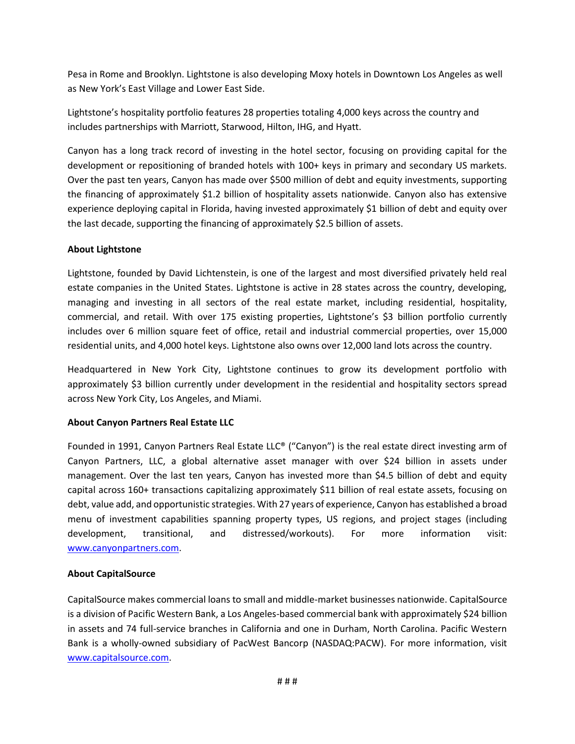Pesa in Rome and Brooklyn. Lightstone is also developing Moxy hotels in Downtown Los Angeles as well as New York's East Village and Lower East Side.

Lightstone's hospitality portfolio features 28 properties totaling 4,000 keys across the country and includes partnerships with Marriott, Starwood, Hilton, IHG, and Hyatt.

Canyon has a long track record of investing in the hotel sector, focusing on providing capital for the development or repositioning of branded hotels with 100+ keys in primary and secondary US markets. Over the past ten years, Canyon has made over $500 million of debt and equity investments, supporting the financing of approximately $1.2 billion of hospitality assets nationwide. Canyon also has extensive experience deploying capital in Florida, having invested approximately $1 billion of debt and equity over the last decade, supporting the financing of approximately $2.5 billion of assets.

**About Lightstone**

Lightstone, founded by David Lichtenstein, is one of the largest and most diversified privately held real estate companies in the United States. Lightstone is active in 28 states across the country, developing, managing and investing in all sectors of the real estate market, including residential, hospitality, commercial, and retail. With over 175 existing properties, Lightstone's $3 billion portfolio currently includes over 6 million square feet of office, retail and industrial commercial properties, over 15,000 residential units, and 4,000 hotel keys. Lightstone also owns over 12,000 land lots across the country.

Headquartered in New York City, Lightstone continues to grow its development portfolio with approximately $3 billion currently under development in the residential and hospitality sectors spread across New York City, Los Angeles, and Miami.

**About Canyon Partners Real Estate LLC**

Founded in 1991, Canyon Partners Real Estate LLC® ("Canyon") is the real estate direct investing arm of Canyon Partners, LLC, a global alternative asset manager with over $24 billion in assets under management. Over the last ten years, Canyon has invested more than $4.5 billion of debt and equity capital across 160+ transactions capitalizing approximately $11 billion of real estate assets, focusing on debt, value add, and opportunistic strategies. With 27 years of experience, Canyon has established a broad menu of investment capabilities spanning property types, US regions, and project stages (including development, transitional, and distressed/workouts). For more information visit: [www.canyonpartners.com](www.canyonpartners.com).

**About CapitalSource**

CapitalSource makes commercial loans to small and middle-market businesses nationwide. CapitalSource is a division of Pacific Western Bank, a Los Angeles-based commercial bank with approximately $24 billion in assets and 74 full-service branches in California and one in Durham, North Carolina. Pacific Western Bank is a wholly-owned subsidiary of PacWest Bancorp (NASDAQ:PACW). For more information, visit [www.capitalsource.com](www.capitalsource.com).

# # #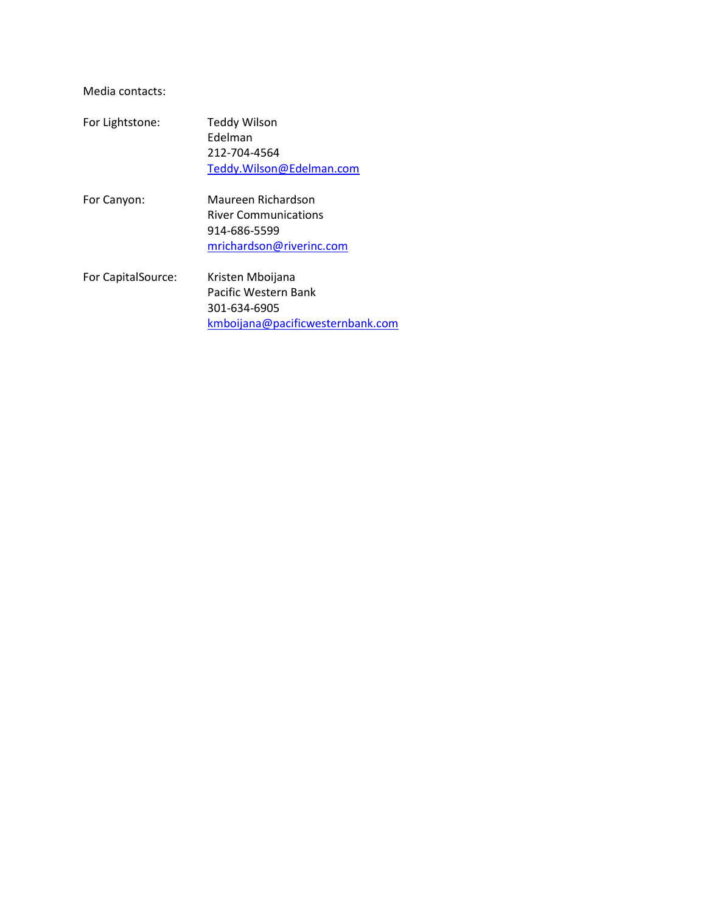Media contacts:

| | |
|---|---|
| For Lightstone: | Teddy Wilson<br>Edelman<br>212-704-4564<br>Teddy.Wilson@Edelman.com |
| For Canyon: | Maureen Richardson<br>River Communications<br>914-686-5599<br>mrichardson@riverinc.com |
| For CapitalSource: | Kristen Mboijana<br>Pacific Western Bank<br>301-634-6905<br>kmboijana@pacificwesternbank.com |